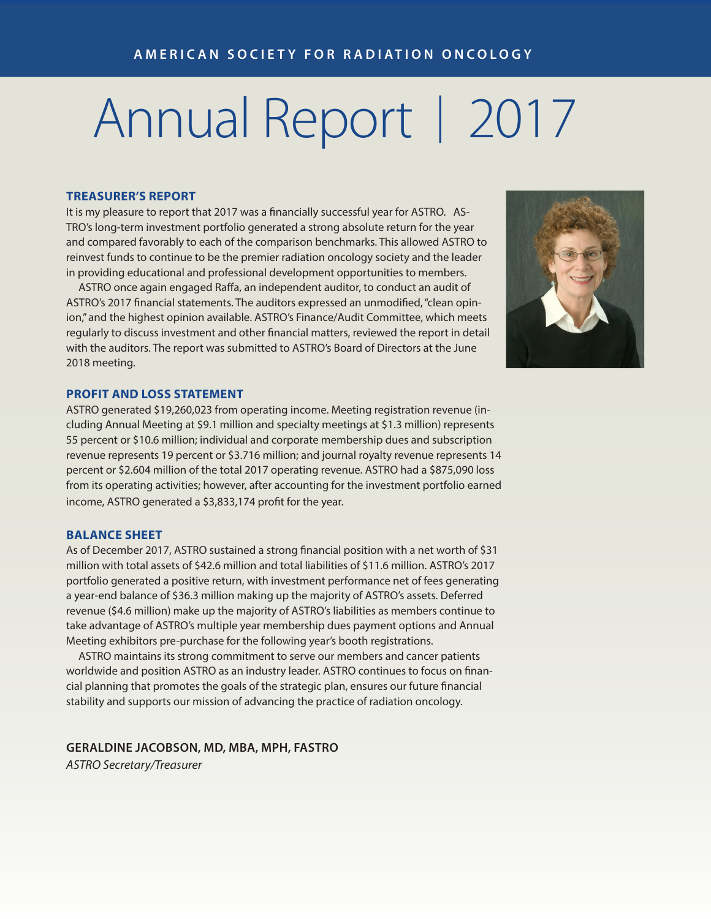AMERICAN SOCIETY FOR RADIATION ONCOLOGY

# Annual Report | 2017

## TREASURER'S REPORT

It is my pleasure to report that 2017 was a financially successful year for ASTRO. ASTRO's long-term investment portfolio generated a strong absolute return for the year and compared favorably to each of the comparison benchmarks. This allowed ASTRO to reinvest funds to continue to be the premier radiation oncology society and the leader in providing educational and professional development opportunities to members.

ASTRO once again engaged Raffa, an independent auditor, to conduct an audit of ASTRO's 2017 financial statements. The auditors expressed an unmodified, "clean opinion," and the highest opinion available. ASTRO's Finance/Audit Committee, which meets regularly to discuss investment and other financial matters, reviewed the report in detail with the auditors. The report was submitted to ASTRO's Board of Directors at the June 2018 meeting.

## PROFIT AND LOSS STATEMENT

ASTRO generated $19,260,023 from operating income. Meeting registration revenue (including Annual Meeting at $9.1 million and specialty meetings at $1.3 million) represents 55 percent or $10.6 million; individual and corporate membership dues and subscription revenue represents 19 percent or $3.716 million; and journal royalty revenue represents 14 percent or $2.604 million of the total 2017 operating revenue. ASTRO had a $875,090 loss from its operating activities; however, after accounting for the investment portfolio earned income, ASTRO generated a $3,833,174 profit for the year.

## BALANCE SHEET

As of December 2017, ASTRO sustained a strong financial position with a net worth of $31 million with total assets of $42.6 million and total liabilities of $11.6 million. ASTRO's 2017 portfolio generated a positive return, with investment performance net of fees generating a year-end balance of $36.3 million making up the majority of ASTRO's assets. Deferred revenue ($4.6 million) make up the majority of ASTRO's liabilities as members continue to take advantage of ASTRO's multiple year membership dues payment options and Annual Meeting exhibitors pre-purchase for the following year's booth registrations.

ASTRO maintains its strong commitment to serve our members and cancer patients worldwide and position ASTRO as an industry leader. ASTRO continues to focus on financial planning that promotes the goals of the strategic plan, ensures our future financial stability and supports our mission of advancing the practice of radiation oncology.

**GERALDINE JACOBSON, MD, MBA, MPH, FASTRO**
*ASTRO Secretary/Treasurer*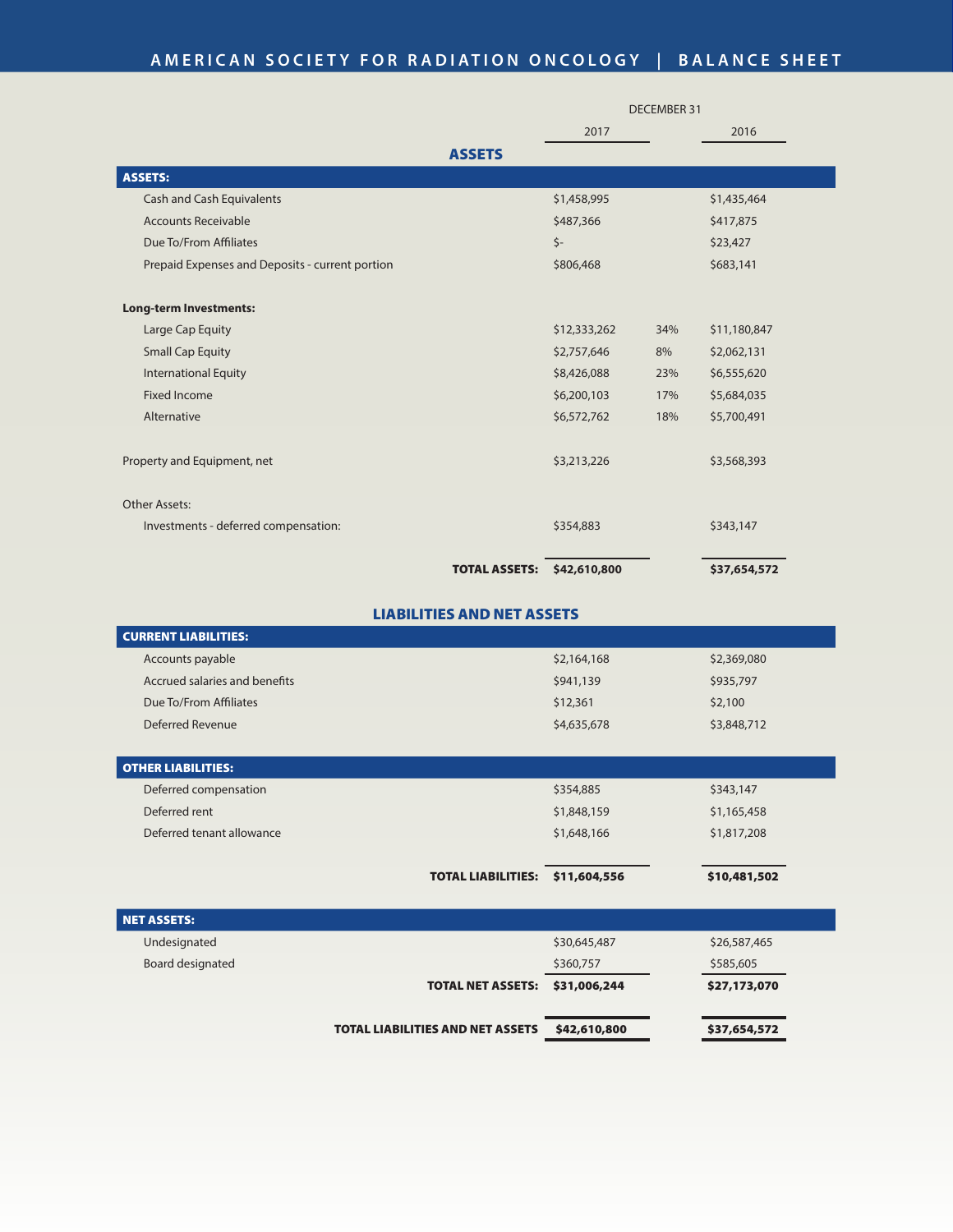# AMERICAN SOCIETY FOR RADIATION ONCOLOGY | BALANCE SHEET

| | DECEMBER 31 | | |
|---|---|---|---|
| | 2017 | | 2016 |
| **ASSETS** | | | |
| **ASSETS:** | | | |
| Cash and Cash Equivalents | $1,458,995 | | $1,435,464 |
| Accounts Receivable | $487,366 | | $417,875 |
| Due To/From Affiliates | $- | | $23,427 |
| Prepaid Expenses and Deposits - current portion | $806,468 | | $683,141 |
| **Long-term Investments:** | | | |
| Large Cap Equity | $12,333,262 | 34% | $11,180,847 |
| Small Cap Equity | $2,757,646 | 8% | $2,062,131 |
| International Equity | $8,426,088 | 23% | $6,555,620 |
| Fixed Income | $6,200,103 | 17% | $5,684,035 |
| Alternative | $6,572,762 | 18% | $5,700,491 |
| Property and Equipment, net | $3,213,226 | | $3,568,393 |
| Other Assets: | | | |
| Investments - deferred compensation: | $354,883 | | $343,147 |
| **TOTAL ASSETS:** | **$42,610,800** | | **$37,654,572** |

| | 2017 | 2016 |
|---|---|---|
| **LIABILITIES AND NET ASSETS** | | |
| **CURRENT LIABILITIES:** | | |
| Accounts payable | $2,164,168 | $2,369,080 |
| Accrued salaries and benefits | $941,139 | $935,797 |
| Due To/From Affiliates | $12,361 | $2,100 |
| Deferred Revenue | $4,635,678 | $3,848,712 |
| **OTHER LIABILITIES:** | | |
| Deferred compensation | $354,885 | $343,147 |
| Deferred rent | $1,848,159 | $1,165,458 |
| Deferred tenant allowance | $1,648,166 | $1,817,208 |
| **TOTAL LIABILITIES:** | **$11,604,556** | **$10,481,502** |
| **NET ASSETS:** | | |
| Undesignated | $30,645,487 | $26,587,465 |
| Board designated | $360,757 | $585,605 |
| **TOTAL NET ASSETS:** | **$31,006,244** | **$27,173,070** |
| **TOTAL LIABILITIES AND NET ASSETS** | **$42,610,800** | **$37,654,572** |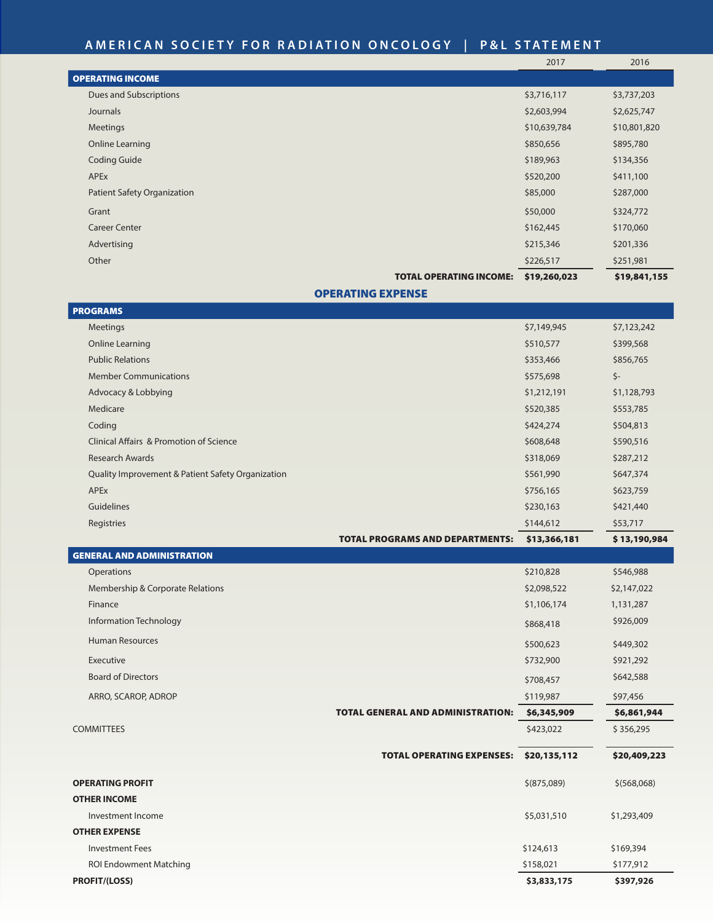# AMERICAN SOCIETY FOR RADIATION ONCOLOGY | P&L STATEMENT

| | 2017 | 2016 |
|---|---|---|
| **OPERATING INCOME** | | |
| Dues and Subscriptions | $3,716,117 | $3,737,203 |
| Journals | $2,603,994 | $2,625,747 |
| Meetings | $10,639,784 | $10,801,820 |
| Online Learning | $850,656 | $895,780 |
| Coding Guide | $189,963 | $134,356 |
| APEx | $520,200 | $411,100 |
| Patient Safety Organization | $85,000 | $287,000 |
| Grant | $50,000 | $324,772 |
| Career Center | $162,445 | $170,060 |
| Advertising | $215,346 | $201,336 |
| Other | $226,517 | $251,981 |
| **TOTAL OPERATING INCOME:** | **$19,260,023** | **$19,841,155** |
| **OPERATING EXPENSE** | | |
| **PROGRAMS** | | |
| Meetings | $7,149,945 | $7,123,242 |
| Online Learning | $510,577 | $399,568 |
| Public Relations | $353,466 | $856,765 |
| Member Communications | $575,698 | $- |
| Advocacy & Lobbying | $1,212,191 | $1,128,793 |
| Medicare | $520,385 | $553,785 |
| Coding | $424,274 | $504,813 |
| Clinical Affairs & Promotion of Science | $608,648 | $590,516 |
| Research Awards | $318,069 | $287,212 |
| Quality Improvement & Patient Safety Organization | $561,990 | $647,374 |
| APEx | $756,165 | $623,759 |
| Guidelines | $230,163 | $421,440 |
| Registries | $144,612 | $53,717 |
| **TOTAL PROGRAMS AND DEPARTMENTS:** | **$13,366,181** | **$ 13,190,984** |
| **GENERAL AND ADMINISTRATION** | | |
| Operations | $210,828 | $546,988 |
| Membership & Corporate Relations | $2,098,522 | $2,147,022 |
| Finance | $1,106,174 | 1,131,287 |
| Information Technology | $868,418 | $926,009 |
| Human Resources | $500,623 | $449,302 |
| Executive | $732,900 | $921,292 |
| Board of Directors | $708,457 | $642,588 |
| ARRO, SCAROP, ADROP | $119,987 | $97,456 |
| **TOTAL GENERAL AND ADMINISTRATION:** | **$6,345,909** | **$6,861,944** |
| COMMITTEES | $423,022 | $ 356,295 |
| **TOTAL OPERATING EXPENSES:** | **$20,135,112** | **$20,409,223** |
| **OPERATING PROFIT** | $(875,089) | $(568,068) |
| **OTHER INCOME** | | |
| Investment Income | $5,031,510 | $1,293,409 |
| **OTHER EXPENSE** | | |
| Investment Fees | $124,613 | $169,394 |
| ROI Endowment Matching | $158,021 | $177,912 |
| **PROFIT/(LOSS)** | **$3,833,175** | **$397,926** |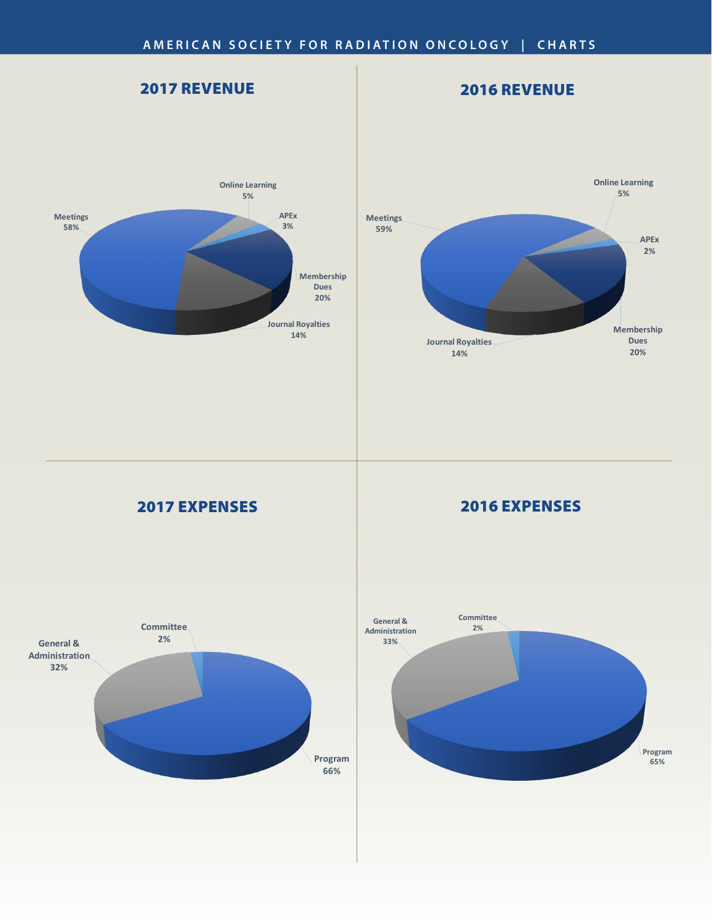## 2017 REVENUE

Online Learning
5%

APEx
3%

Meetings
58%

Membership
Dues
20%

Journal Royalties
14%

## 2016 REVENUE

Online Learning
5%

Meetings
59%

APEx
2%

Membership
Dues
20%

Journal Royalties
14%

## 2017 EXPENSES

Committee
2%

General &
Administration
32%

Program
66%

## 2016 EXPENSES

General &
Administration
33%

Committee
2%

Program
65%